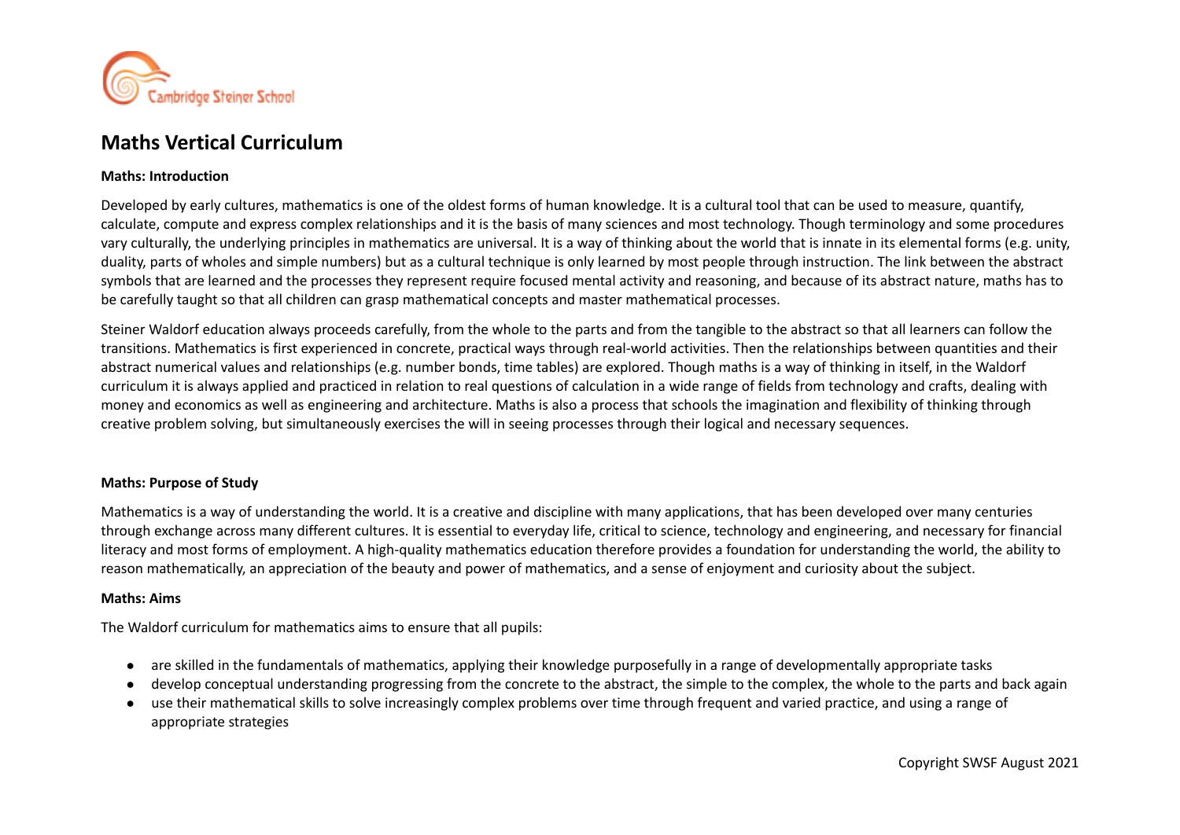# Maths Vertical Curriculum

**Maths: Introduction**

Developed by early cultures, mathematics is one of the oldest forms of human knowledge. It is a cultural tool that can be used to measure, quantify, calculate, compute and express complex relationships and it is the basis of many sciences and most technology. Though terminology and some procedures vary culturally, the underlying principles in mathematics are universal. It is a way of thinking about the world that is innate in its elemental forms (e.g. unity, duality, parts of wholes and simple numbers) but as a cultural technique is only learned by most people through instruction. The link between the abstract symbols that are learned and the processes they represent require focused mental activity and reasoning, and because of its abstract nature, maths has to be carefully taught so that all children can grasp mathematical concepts and master mathematical processes.

Steiner Waldorf education always proceeds carefully, from the whole to the parts and from the tangible to the abstract so that all learners can follow the transitions. Mathematics is first experienced in concrete, practical ways through real-world activities. Then the relationships between quantities and their abstract numerical values and relationships (e.g. number bonds, time tables) are explored. Though maths is a way of thinking in itself, in the Waldorf curriculum it is always applied and practiced in relation to real questions of calculation in a wide range of fields from technology and crafts, dealing with money and economics as well as engineering and architecture. Maths is also a process that schools the imagination and flexibility of thinking through creative problem solving, but simultaneously exercises the will in seeing processes through their logical and necessary sequences.

**Maths: Purpose of Study**

Mathematics is a way of understanding the world. It is a creative and discipline with many applications, that has been developed over many centuries through exchange across many different cultures. It is essential to everyday life, critical to science, technology and engineering, and necessary for financial literacy and most forms of employment. A high-quality mathematics education therefore provides a foundation for understanding the world, the ability to reason mathematically, an appreciation of the beauty and power of mathematics, and a sense of enjoyment and curiosity about the subject.

**Maths: Aims**

The Waldorf curriculum for mathematics aims to ensure that all pupils:

- are skilled in the fundamentals of mathematics, applying their knowledge purposefully in a range of developmentally appropriate tasks
- develop conceptual understanding progressing from the concrete to the abstract, the simple to the complex, the whole to the parts and back again
- use their mathematical skills to solve increasingly complex problems over time through frequent and varied practice, and using a range of appropriate strategies

Copyright SWSF August 2021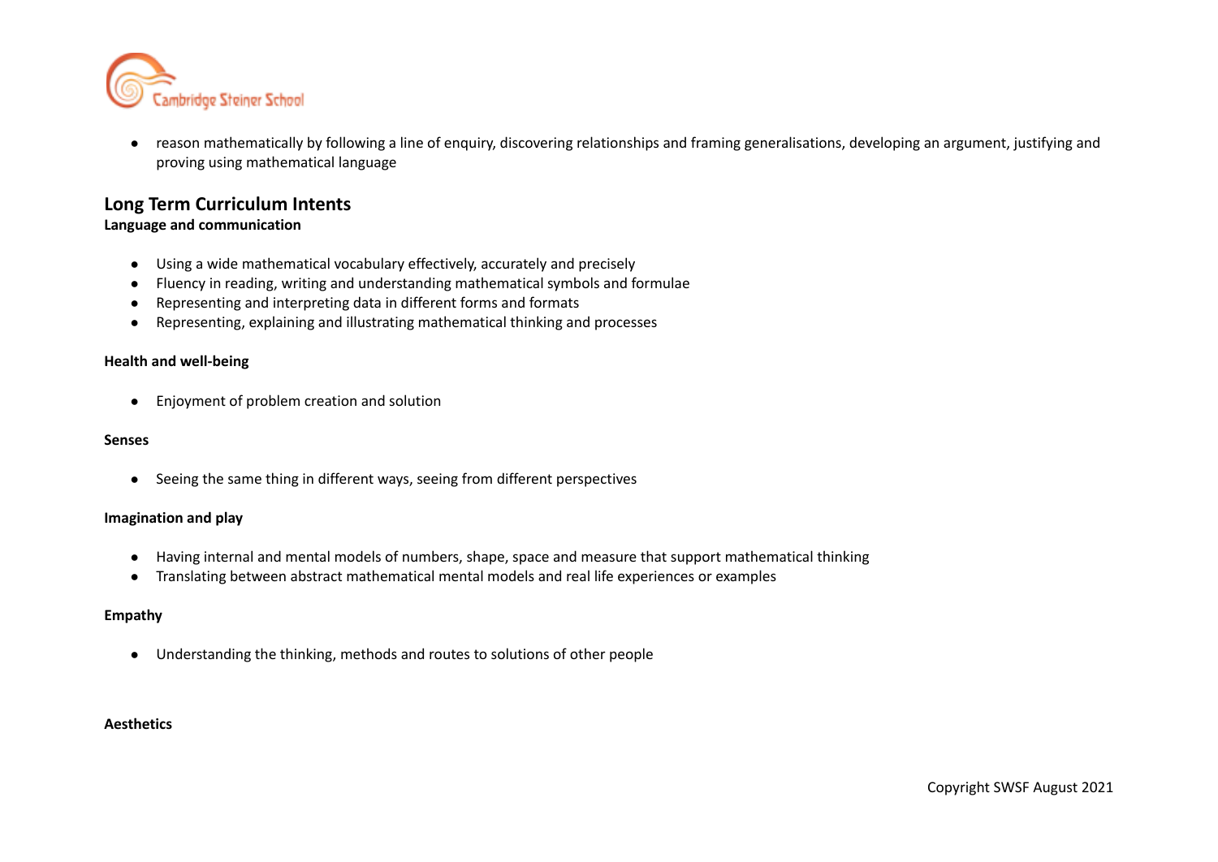- reason mathematically by following a line of enquiry, discovering relationships and framing generalisations, developing an argument, justifying and proving using mathematical language

## Long Term Curriculum Intents

**Language and communication**

- Using a wide mathematical vocabulary effectively, accurately and precisely
- Fluency in reading, writing and understanding mathematical symbols and formulae
- Representing and interpreting data in different forms and formats
- Representing, explaining and illustrating mathematical thinking and processes

**Health and well-being**

- Enjoyment of problem creation and solution

**Senses**

- Seeing the same thing in different ways, seeing from different perspectives

**Imagination and play**

- Having internal and mental models of numbers, shape, space and measure that support mathematical thinking
- Translating between abstract mathematical mental models and real life experiences or examples

**Empathy**

- Understanding the thinking, methods and routes to solutions of other people

**Aesthetics**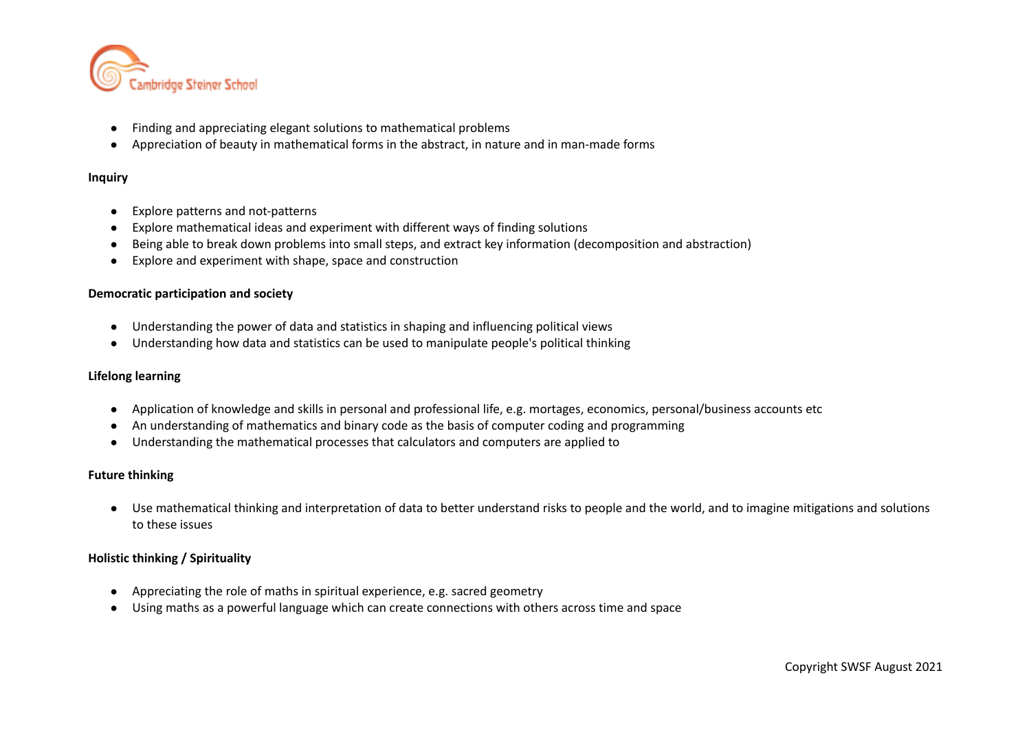- Finding and appreciating elegant solutions to mathematical problems
- Appreciation of beauty in mathematical forms in the abstract, in nature and in man-made forms

**Inquiry**

- Explore patterns and not-patterns
- Explore mathematical ideas and experiment with different ways of finding solutions
- Being able to break down problems into small steps, and extract key information (decomposition and abstraction)
- Explore and experiment with shape, space and construction

**Democratic participation and society**

- Understanding the power of data and statistics in shaping and influencing political views
- Understanding how data and statistics can be used to manipulate people's political thinking

**Lifelong learning**

- Application of knowledge and skills in personal and professional life, e.g. mortages, economics, personal/business accounts etc
- An understanding of mathematics and binary code as the basis of computer coding and programming
- Understanding the mathematical processes that calculators and computers are applied to

**Future thinking**

- Use mathematical thinking and interpretation of data to better understand risks to people and the world, and to imagine mitigations and solutions to these issues

**Holistic thinking / Spirituality**

- Appreciating the role of maths in spiritual experience, e.g. sacred geometry
- Using maths as a powerful language which can create connections with others across time and space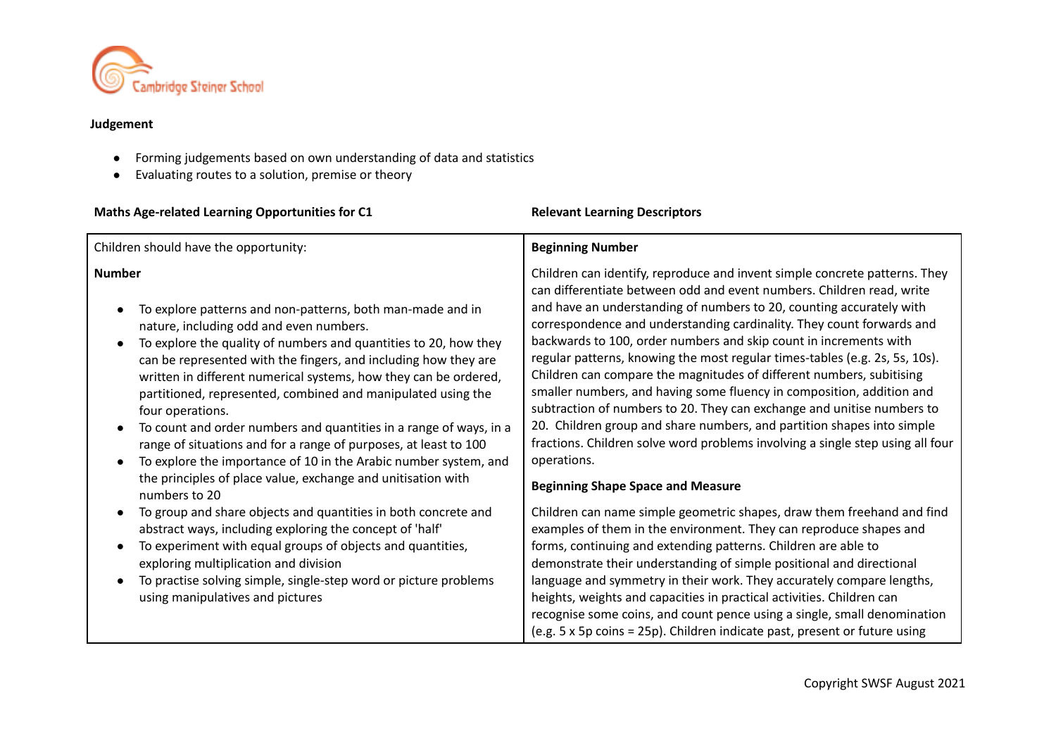**Judgement**

- Forming judgements based on own understanding of data and statistics
- Evaluating routes to a solution, premise or theory

| **Maths Age-related Learning Opportunities for C1** | **Relevant Learning Descriptors** |
|---|---|
| Children should have the opportunity:<br><br>**Number**<br><br>• To explore patterns and non-patterns, both man-made and in nature, including odd and even numbers.<br>• To explore the quality of numbers and quantities to 20, how they can be represented with the fingers, and including how they are written in different numerical systems, how they can be ordered, partitioned, represented, combined and manipulated using the four operations.<br>• To count and order numbers and quantities in a range of ways, in a range of situations and for a range of purposes, at least to 100<br>• To explore the importance of 10 in the Arabic number system, and the principles of place value, exchange and unitisation with numbers to 20<br>• To group and share objects and quantities in both concrete and abstract ways, including exploring the concept of 'half'<br>• To experiment with equal groups of objects and quantities, exploring multiplication and division<br>• To practise solving simple, single-step word or picture problems using manipulatives and pictures | **Beginning Number**<br><br>Children can identify, reproduce and invent simple concrete patterns. They can differentiate between odd and event numbers. Children read, write and have an understanding of numbers to 20, counting accurately with correspondence and understanding cardinality. They count forwards and backwards to 100, order numbers and skip count in increments with regular patterns, knowing the most regular times-tables (e.g. 2s, 5s, 10s). Children can compare the magnitudes of different numbers, subitising smaller numbers, and having some fluency in composition, addition and subtraction of numbers to 20. They can exchange and unitise numbers to 20. Children group and share numbers, and partition shapes into simple fractions. Children solve word problems involving a single step using all four operations.<br><br>**Beginning Shape Space and Measure**<br><br>Children can name simple geometric shapes, draw them freehand and find examples of them in the environment. They can reproduce shapes and forms, continuing and extending patterns. Children are able to demonstrate their understanding of simple positional and directional language and symmetry in their work. They accurately compare lengths, heights, weights and capacities in practical activities. Children can recognise some coins, and count pence using a single, small denomination (e.g. 5 x 5p coins = 25p). Children indicate past, present or future using |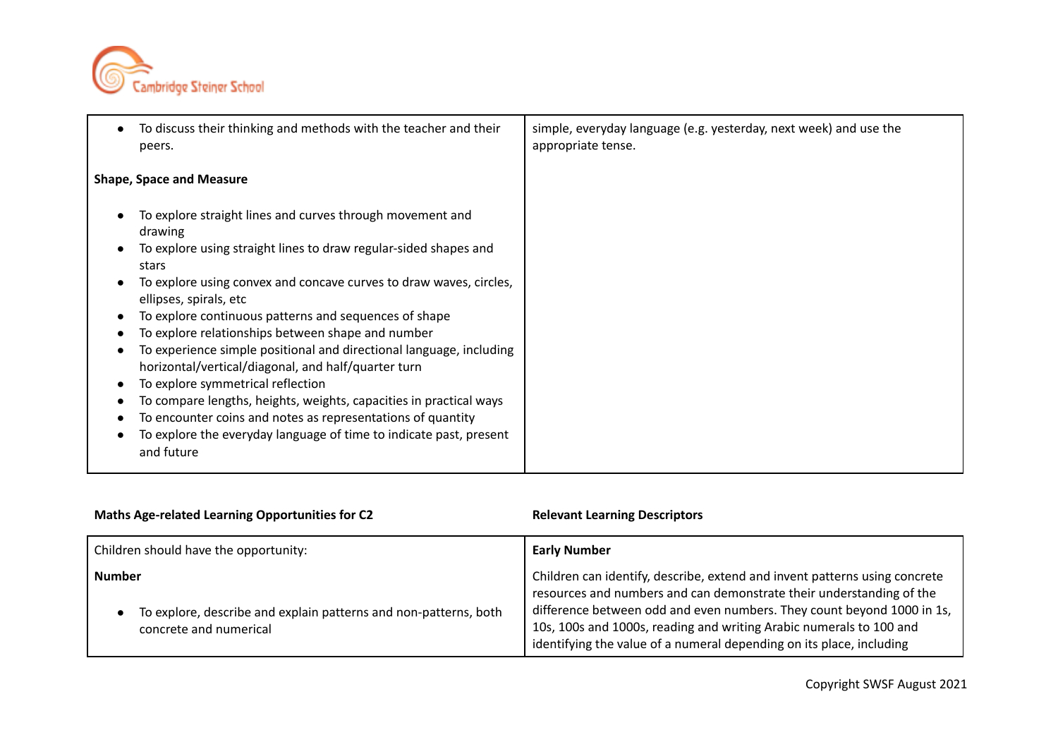| | |
|---|---|
| • To discuss their thinking and methods with the teacher and their peers.<br><br>**Shape, Space and Measure**<br><br>• To explore straight lines and curves through movement and drawing<br>• To explore using straight lines to draw regular-sided shapes and stars<br>• To explore using convex and concave curves to draw waves, circles, ellipses, spirals, etc<br>• To explore continuous patterns and sequences of shape<br>• To explore relationships between shape and number<br>• To experience simple positional and directional language, including horizontal/vertical/diagonal, and half/quarter turn<br>• To explore symmetrical reflection<br>• To compare lengths, heights, weights, capacities in practical ways<br>• To encounter coins and notes as representations of quantity<br>• To explore the everyday language of time to indicate past, present and future | simple, everyday language (e.g. yesterday, next week) and use the appropriate tense. |

| **Maths Age-related Learning Opportunities for C2** | **Relevant Learning Descriptors** |
|---|---|
| Children should have the opportunity:<br><br>**Number**<br><br>• To explore, describe and explain patterns and non-patterns, both concrete and numerical | **Early Number**<br><br>Children can identify, describe, extend and invent patterns using concrete resources and numbers and can demonstrate their understanding of the difference between odd and even numbers. They count beyond 1000 in 1s, 10s, 100s and 1000s, reading and writing Arabic numerals to 100 and identifying the value of a numeral depending on its place, including |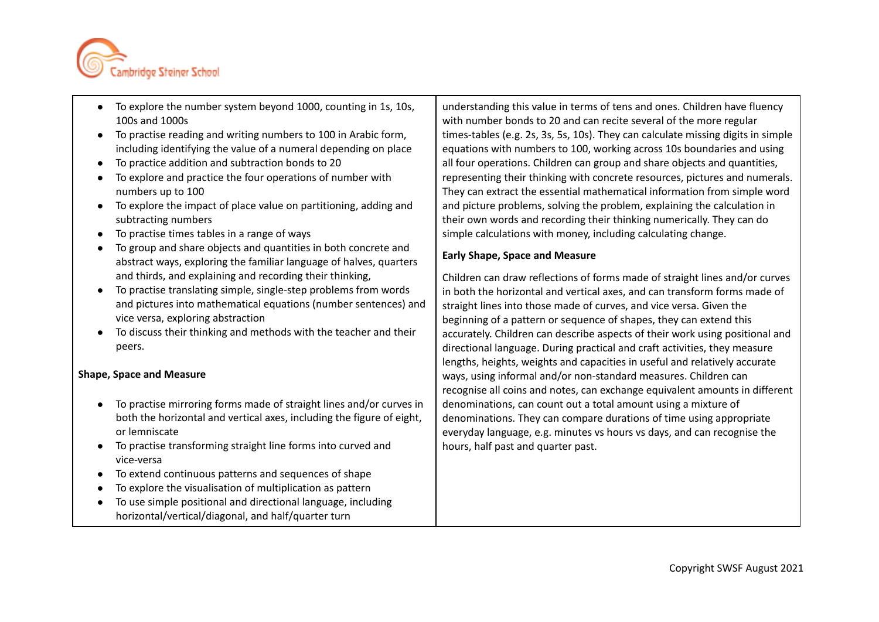| | |
|---|---|
| • To explore the number system beyond 1000, counting in 1s, 10s, 100s and 1000s<br>• To practise reading and writing numbers to 100 in Arabic form, including identifying the value of a numeral depending on place<br>• To practice addition and subtraction bonds to 20<br>• To explore and practice the four operations of number with numbers up to 100<br>• To explore the impact of place value on partitioning, adding and subtracting numbers<br>• To practise times tables in a range of ways<br>• To group and share objects and quantities in both concrete and abstract ways, exploring the familiar language of halves, quarters and thirds, and explaining and recording their thinking,<br>• To practise translating simple, single-step problems from words and pictures into mathematical equations (number sentences) and vice versa, exploring abstraction<br>• To discuss their thinking and methods with the teacher and their peers.<br><br>**Shape, Space and Measure**<br><br>• To practise mirroring forms made of straight lines and/or curves in both the horizontal and vertical axes, including the figure of eight, or lemniscate<br>• To practise transforming straight line forms into curved and vice-versa<br>• To extend continuous patterns and sequences of shape<br>• To explore the visualisation of multiplication as pattern<br>• To use simple positional and directional language, including horizontal/vertical/diagonal, and half/quarter turn | understanding this value in terms of tens and ones. Children have fluency with number bonds to 20 and can recite several of the more regular times-tables (e.g. 2s, 3s, 5s, 10s). They can calculate missing digits in simple equations with numbers to 100, working across 10s boundaries and using all four operations. Children can group and share objects and quantities, representing their thinking with concrete resources, pictures and numerals. They can extract the essential mathematical information from simple word and picture problems, solving the problem, explaining the calculation in their own words and recording their thinking numerically. They can do simple calculations with money, including calculating change.<br><br>**Early Shape, Space and Measure**<br><br>Children can draw reflections of forms made of straight lines and/or curves in both the horizontal and vertical axes, and can transform forms made of straight lines into those made of curves, and vice versa. Given the beginning of a pattern or sequence of shapes, they can extend this accurately. Children can describe aspects of their work using positional and directional language. During practical and craft activities, they measure lengths, heights, weights and capacities in useful and relatively accurate ways, using informal and/or non-standard measures. Children can recognise all coins and notes, can exchange equivalent amounts in different denominations, can count out a total amount using a mixture of denominations. They can compare durations of time using appropriate everyday language, e.g. minutes vs hours vs days, and can recognise the hours, half past and quarter past. |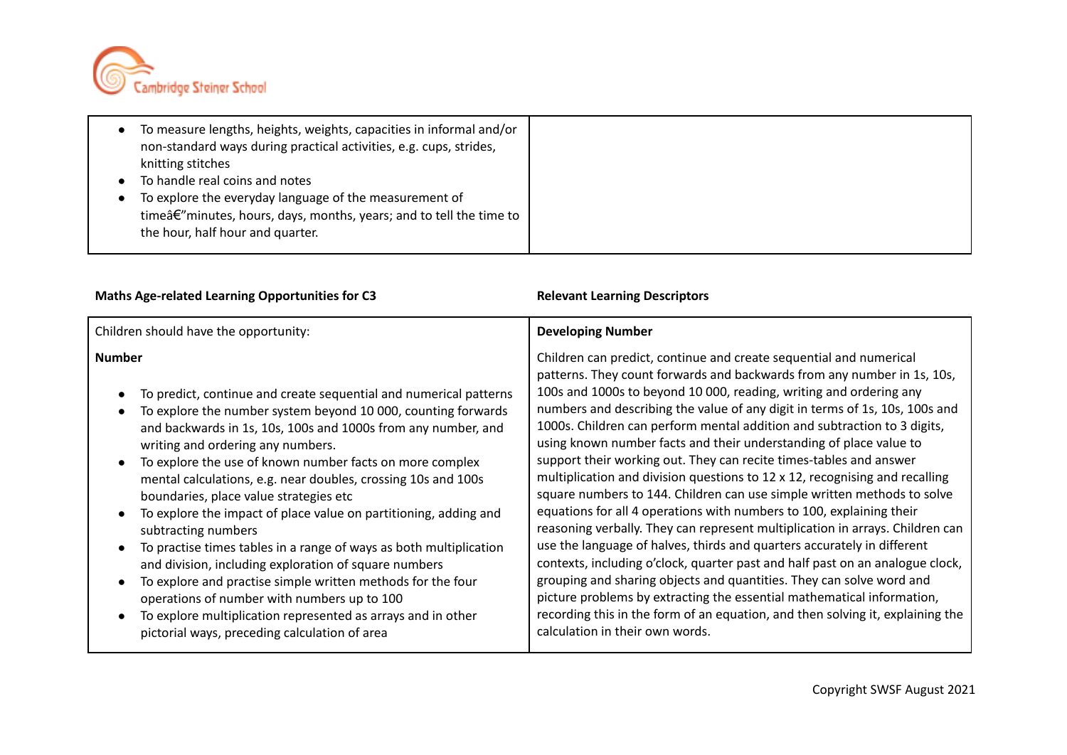| | |
|---|---|
| • To measure lengths, heights, weights, capacities in informal and/or non-standard ways during practical activities, e.g. cups, strides, knitting stitches<br>• To handle real coins and notes<br>• To explore the everyday language of the measurement of timeâ€"minutes, hours, days, months, years; and to tell the time to the hour, half hour and quarter. | |

| **Maths Age-related Learning Opportunities for C3** | **Relevant Learning Descriptors** |
|---|---|
| Children should have the opportunity:<br><br>**Number**<br><br>• To predict, continue and create sequential and numerical patterns<br>• To explore the number system beyond 10 000, counting forwards and backwards in 1s, 10s, 100s and 1000s from any number, and writing and ordering any numbers.<br>• To explore the use of known number facts on more complex mental calculations, e.g. near doubles, crossing 10s and 100s boundaries, place value strategies etc<br>• To explore the impact of place value on partitioning, adding and subtracting numbers<br>• To practise times tables in a range of ways as both multiplication and division, including exploration of square numbers<br>• To explore and practise simple written methods for the four operations of number with numbers up to 100<br>• To explore multiplication represented as arrays and in other pictorial ways, preceding calculation of area | **Developing Number**<br><br>Children can predict, continue and create sequential and numerical patterns. They count forwards and backwards from any number in 1s, 10s, 100s and 1000s to beyond 10 000, reading, writing and ordering any numbers and describing the value of any digit in terms of 1s, 10s, 100s and 1000s. Children can perform mental addition and subtraction to 3 digits, using known number facts and their understanding of place value to support their working out. They can recite times-tables and answer multiplication and division questions to 12 x 12, recognising and recalling square numbers to 144. Children can use simple written methods to solve equations for all 4 operations with numbers to 100, explaining their reasoning verbally. They can represent multiplication in arrays. Children can use the language of halves, thirds and quarters accurately in different contexts, including o'clock, quarter past and half past on an analogue clock, grouping and sharing objects and quantities. They can solve word and picture problems by extracting the essential mathematical information, recording this in the form of an equation, and then solving it, explaining the calculation in their own words. |

Copyright SWSF August 2021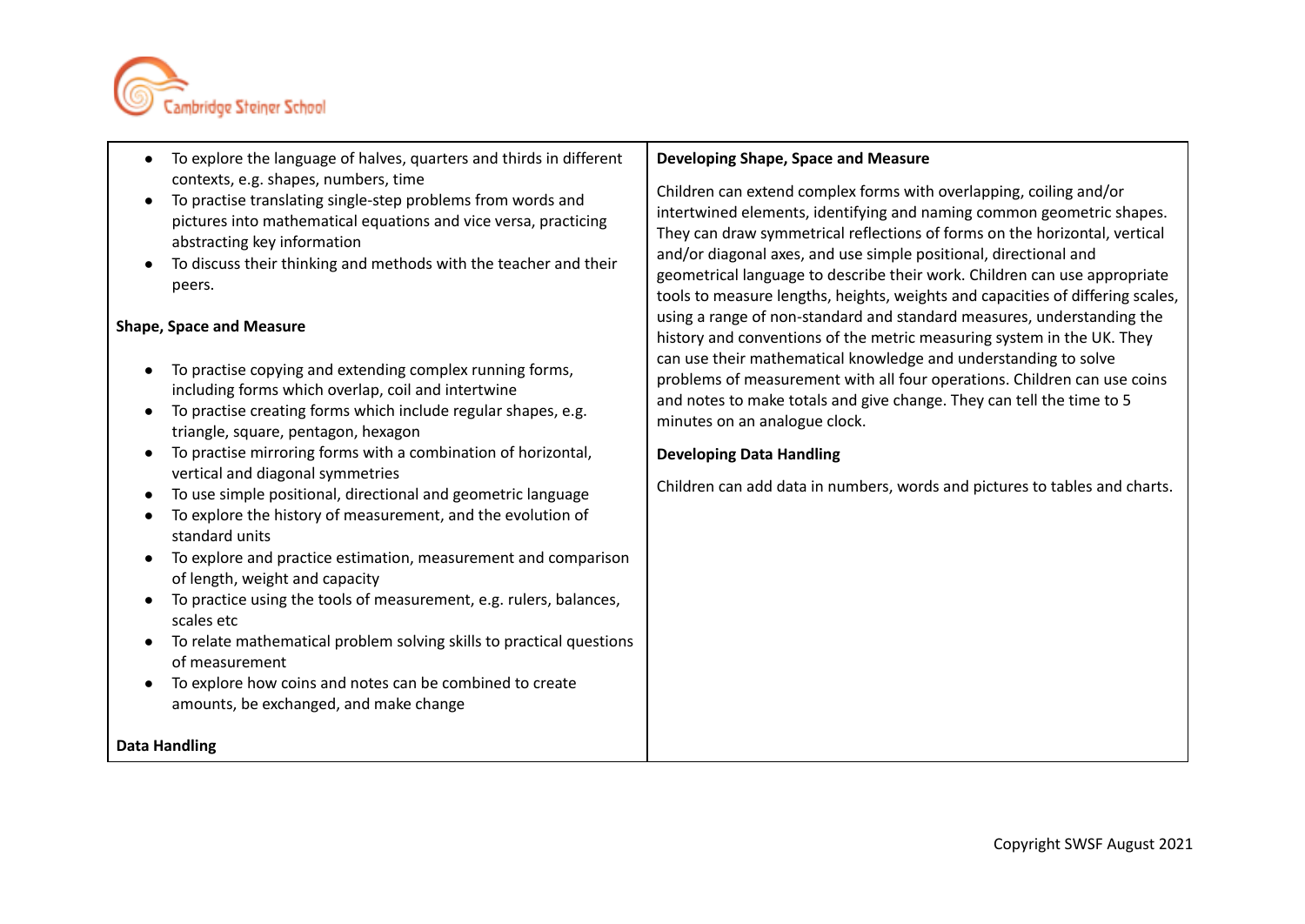| | |
|---|---|
| • To explore the language of halves, quarters and thirds in different contexts, e.g. shapes, numbers, time<br>• To practise translating single-step problems from words and pictures into mathematical equations and vice versa, practicing abstracting key information<br>• To discuss their thinking and methods with the teacher and their peers.<br><br>**Shape, Space and Measure**<br><br>• To practise copying and extending complex running forms, including forms which overlap, coil and intertwine<br>• To practise creating forms which include regular shapes, e.g. triangle, square, pentagon, hexagon<br>• To practise mirroring forms with a combination of horizontal, vertical and diagonal symmetries<br>• To use simple positional, directional and geometric language<br>• To explore the history of measurement, and the evolution of standard units<br>• To explore and practice estimation, measurement and comparison of length, weight and capacity<br>• To practice using the tools of measurement, e.g. rulers, balances, scales etc<br>• To relate mathematical problem solving skills to practical questions of measurement<br>• To explore how coins and notes can be combined to create amounts, be exchanged, and make change<br><br>**Data Handling** | **Developing Shape, Space and Measure**<br><br>Children can extend complex forms with overlapping, coiling and/or intertwined elements, identifying and naming common geometric shapes. They can draw symmetrical reflections of forms on the horizontal, vertical and/or diagonal axes, and use simple positional, directional and geometrical language to describe their work. Children can use appropriate tools to measure lengths, heights, weights and capacities of differing scales, using a range of non-standard and standard measures, understanding the history and conventions of the metric measuring system in the UK. They can use their mathematical knowledge and understanding to solve problems of measurement with all four operations. Children can use coins and notes to make totals and give change. They can tell the time to 5 minutes on an analogue clock.<br><br>**Developing Data Handling**<br><br>Children can add data in numbers, words and pictures to tables and charts. |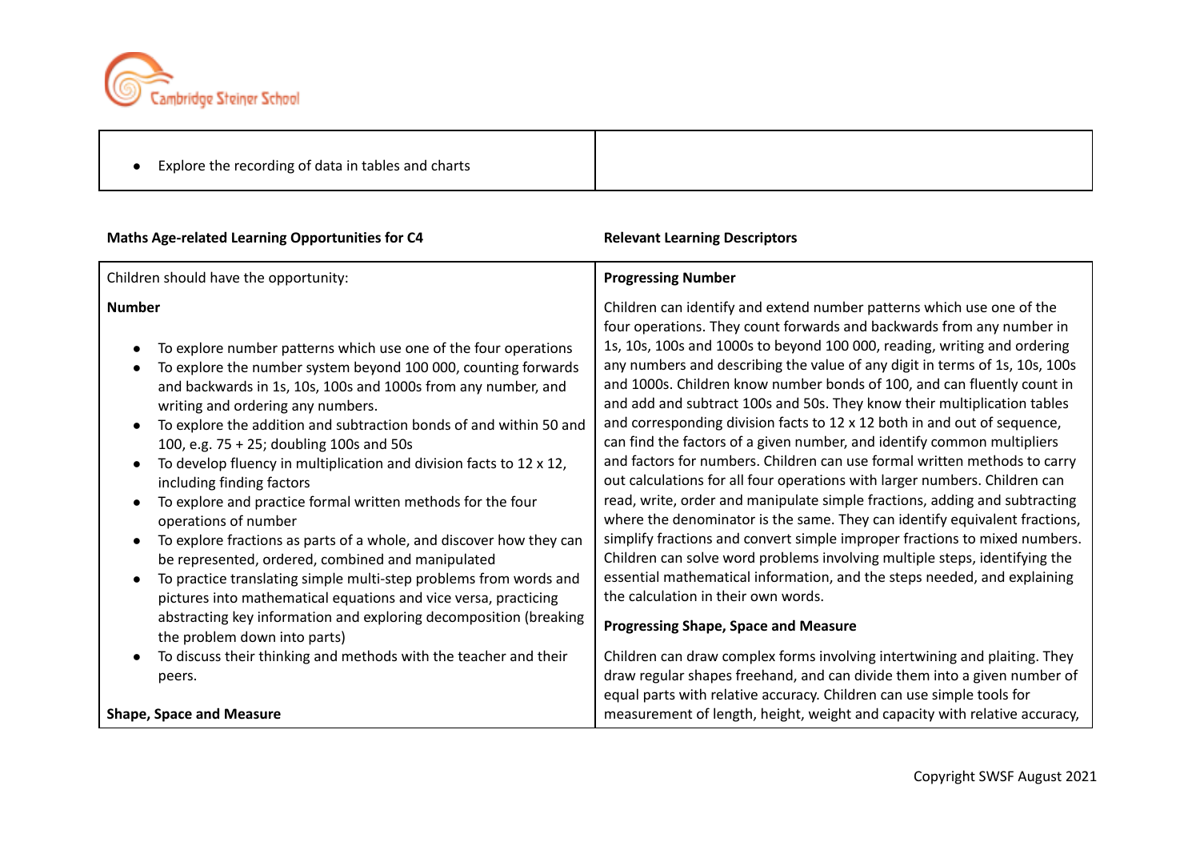| | |
|---|---|
| • Explore the recording of data in tables and charts | |

**Maths Age-related Learning Opportunities for C4** | **Relevant Learning Descriptors**

| Maths Age-related Learning Opportunities for C4 | Relevant Learning Descriptors |
|---|---|
| Children should have the opportunity:<br><br>**Number**<br><br>• To explore number patterns which use one of the four operations<br>• To explore the number system beyond 100 000, counting forwards and backwards in 1s, 10s, 100s and 1000s from any number, and writing and ordering any numbers.<br>• To explore the addition and subtraction bonds of and within 50 and 100, e.g. 75 + 25; doubling 100s and 50s<br>• To develop fluency in multiplication and division facts to 12 x 12, including finding factors<br>• To explore and practice formal written methods for the four operations of number<br>• To explore fractions as parts of a whole, and discover how they can be represented, ordered, combined and manipulated<br>• To practice translating simple multi-step problems from words and pictures into mathematical equations and vice versa, practicing abstracting key information and exploring decomposition (breaking the problem down into parts)<br>• To discuss their thinking and methods with the teacher and their peers.<br><br>**Shape, Space and Measure** | **Progressing Number**<br><br>Children can identify and extend number patterns which use one of the four operations. They count forwards and backwards from any number in 1s, 10s, 100s and 1000s to beyond 100 000, reading, writing and ordering any numbers and describing the value of any digit in terms of 1s, 10s, 100s and 1000s. Children know number bonds of 100, and can fluently count in and add and subtract 100s and 50s. They know their multiplication tables and corresponding division facts to 12 x 12 both in and out of sequence, can find the factors of a given number, and identify common multipliers and factors for numbers. Children can use formal written methods to carry out calculations for all four operations with larger numbers. Children can read, write, order and manipulate simple fractions, adding and subtracting where the denominator is the same. They can identify equivalent fractions, simplify fractions and convert simple improper fractions to mixed numbers. Children can solve word problems involving multiple steps, identifying the essential mathematical information, and the steps needed, and explaining the calculation in their own words.<br><br>**Progressing Shape, Space and Measure**<br><br>Children can draw complex forms involving intertwining and plaiting. They draw regular shapes freehand, and can divide them into a given number of equal parts with relative accuracy. Children can use simple tools for measurement of length, height, weight and capacity with relative accuracy, |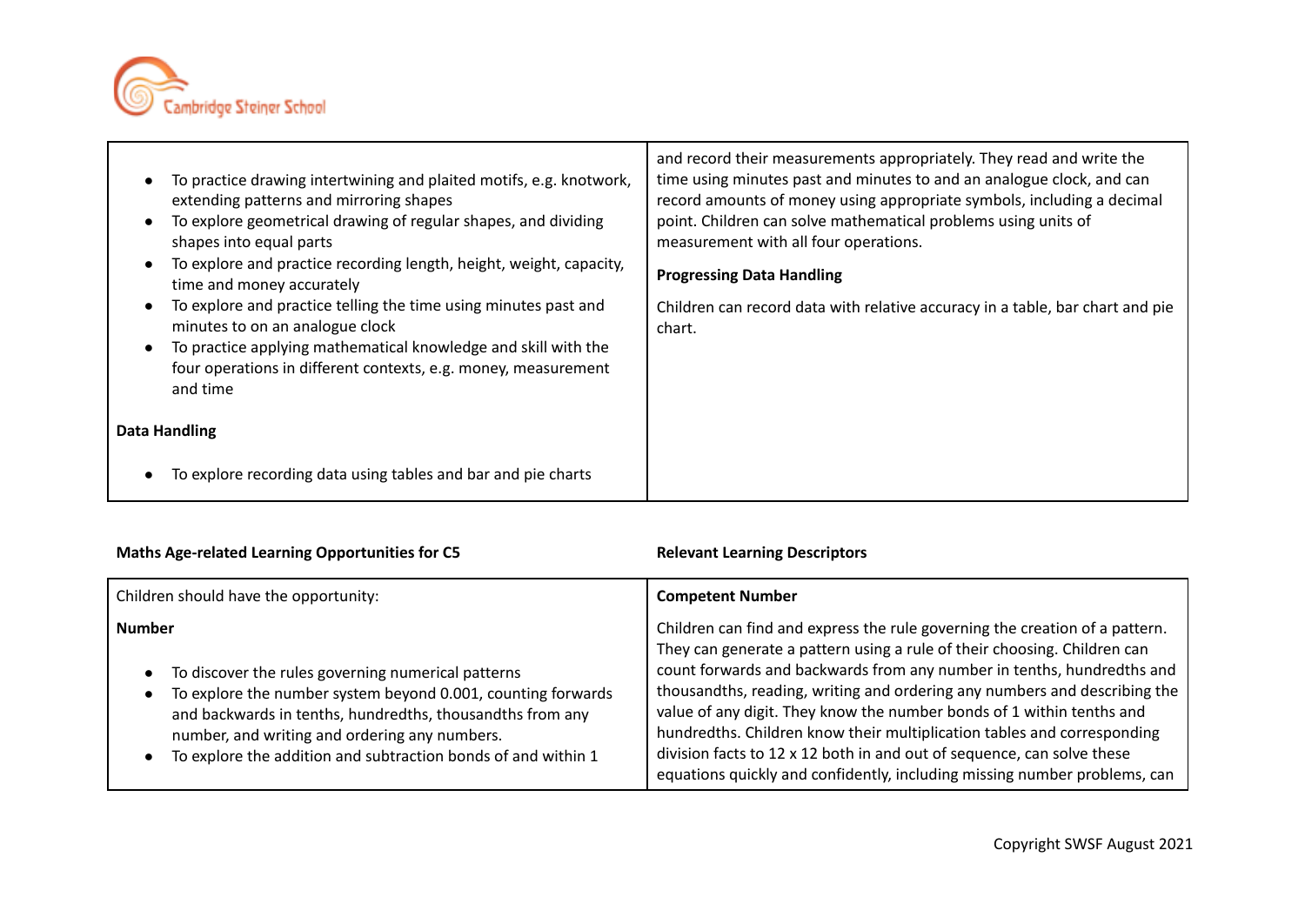| | |
|---|---|
| • To practice drawing intertwining and plaited motifs, e.g. knotwork, extending patterns and mirroring shapes<br>• To explore geometrical drawing of regular shapes, and dividing shapes into equal parts<br>• To explore and practice recording length, height, weight, capacity, time and money accurately<br>• To explore and practice telling the time using minutes past and minutes to on an analogue clock<br>• To practice applying mathematical knowledge and skill with the four operations in different contexts, e.g. money, measurement and time<br><br>**Data Handling**<br><br>• To explore recording data using tables and bar and pie charts | and record their measurements appropriately. They read and write the time using minutes past and minutes to and an analogue clock, and can record amounts of money using appropriate symbols, including a decimal point. Children can solve mathematical problems using units of measurement with all four operations.<br><br>**Progressing Data Handling**<br><br>Children can record data with relative accuracy in a table, bar chart and pie chart. |

| **Maths Age-related Learning Opportunities for C5** | **Relevant Learning Descriptors** |
|---|---|
| Children should have the opportunity:<br><br>**Number**<br><br>• To discover the rules governing numerical patterns<br>• To explore the number system beyond 0.001, counting forwards and backwards in tenths, hundredths, thousandths from any number, and writing and ordering any numbers.<br>• To explore the addition and subtraction bonds of and within 1 | **Competent Number**<br><br>Children can find and express the rule governing the creation of a pattern. They can generate a pattern using a rule of their choosing. Children can count forwards and backwards from any number in tenths, hundredths and thousandths, reading, writing and ordering any numbers and describing the value of any digit. They know the number bonds of 1 within tenths and hundredths. Children know their multiplication tables and corresponding division facts to 12 x 12 both in and out of sequence, can solve these equations quickly and confidently, including missing number problems, can |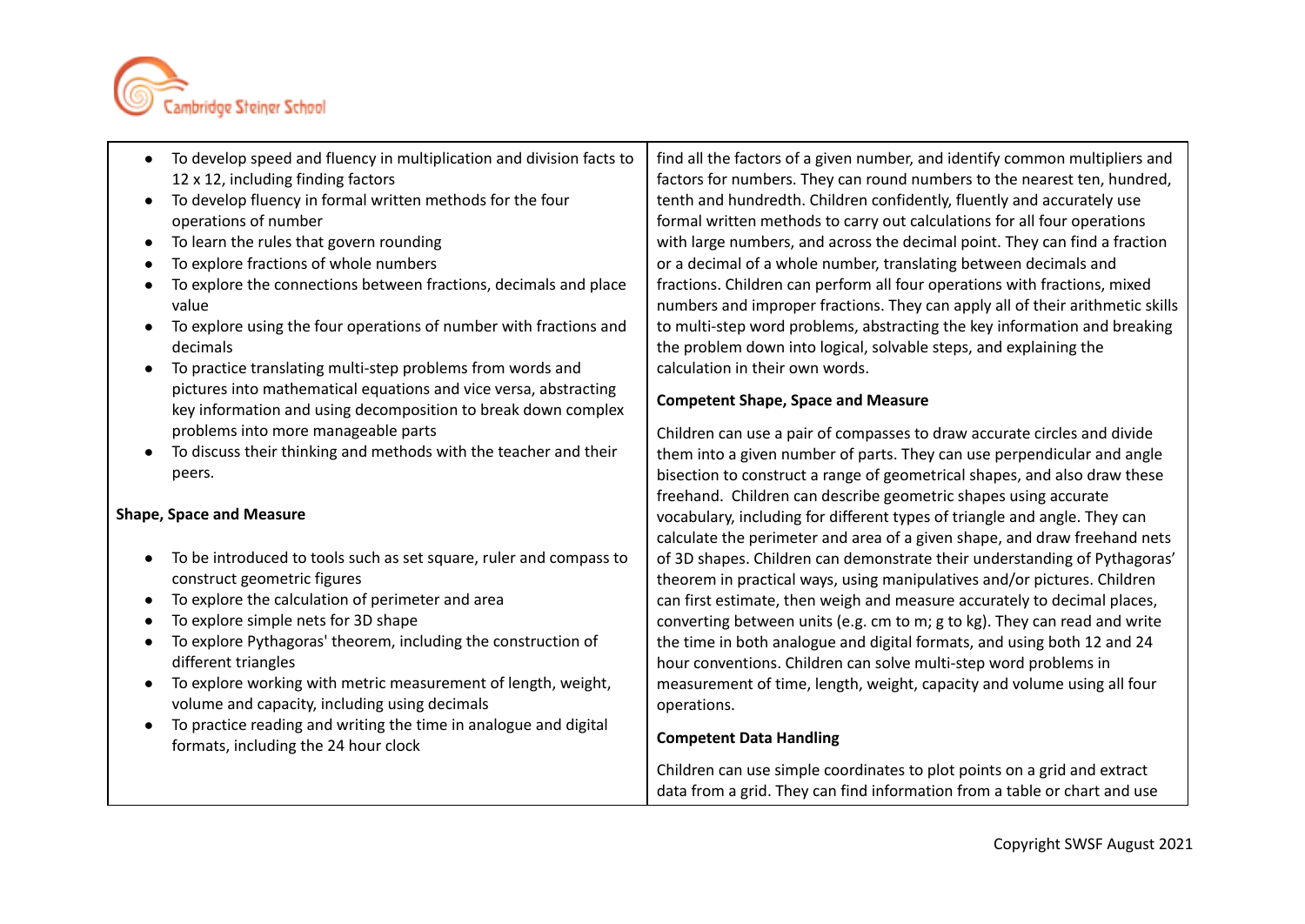| | |
|---|---|
| <ul><li>To develop speed and fluency in multiplication and division facts to 12 x 12, including finding factors</li><li>To develop fluency in formal written methods for the four operations of number</li><li>To learn the rules that govern rounding</li><li>To explore fractions of whole numbers</li><li>To explore the connections between fractions, decimals and place value</li><li>To explore using the four operations of number with fractions and decimals</li><li>To practice translating multi-step problems from words and pictures into mathematical equations and vice versa, abstracting key information and using decomposition to break down complex problems into more manageable parts</li><li>To discuss their thinking and methods with the teacher and their peers.</li></ul> **Shape, Space and Measure** <ul><li>To be introduced to tools such as set square, ruler and compass to construct geometric figures</li><li>To explore the calculation of perimeter and area</li><li>To explore simple nets for 3D shape</li><li>To explore Pythagoras' theorem, including the construction of different triangles</li><li>To explore working with metric measurement of length, weight, volume and capacity, including using decimals</li><li>To practice reading and writing the time in analogue and digital formats, including the 24 hour clock</li></ul> | find all the factors of a given number, and identify common multipliers and factors for numbers. They can round numbers to the nearest ten, hundred, tenth and hundredth. Children confidently, fluently and accurately use formal written methods to carry out calculations for all four operations with large numbers, and across the decimal point. They can find a fraction or a decimal of a whole number, translating between decimals and fractions. Children can perform all four operations with fractions, mixed numbers and improper fractions. They can apply all of their arithmetic skills to multi-step word problems, abstracting the key information and breaking the problem down into logical, solvable steps, and explaining the calculation in their own words. **Competent Shape, Space and Measure** Children can use a pair of compasses to draw accurate circles and divide them into a given number of parts. They can use perpendicular and angle bisection to construct a range of geometrical shapes, and also draw these freehand. Children can describe geometric shapes using accurate vocabulary, including for different types of triangle and angle. They can calculate the perimeter and area of a given shape, and draw freehand nets of 3D shapes. Children can demonstrate their understanding of Pythagoras' theorem in practical ways, using manipulatives and/or pictures. Children can first estimate, then weigh and measure accurately to decimal places, converting between units (e.g. cm to m; g to kg). They can read and write the time in both analogue and digital formats, and using both 12 and 24 hour conventions. Children can solve multi-step word problems in measurement of time, length, weight, capacity and volume using all four operations. **Competent Data Handling** Children can use simple coordinates to plot points on a grid and extract data from a grid. They can find information from a table or chart and use |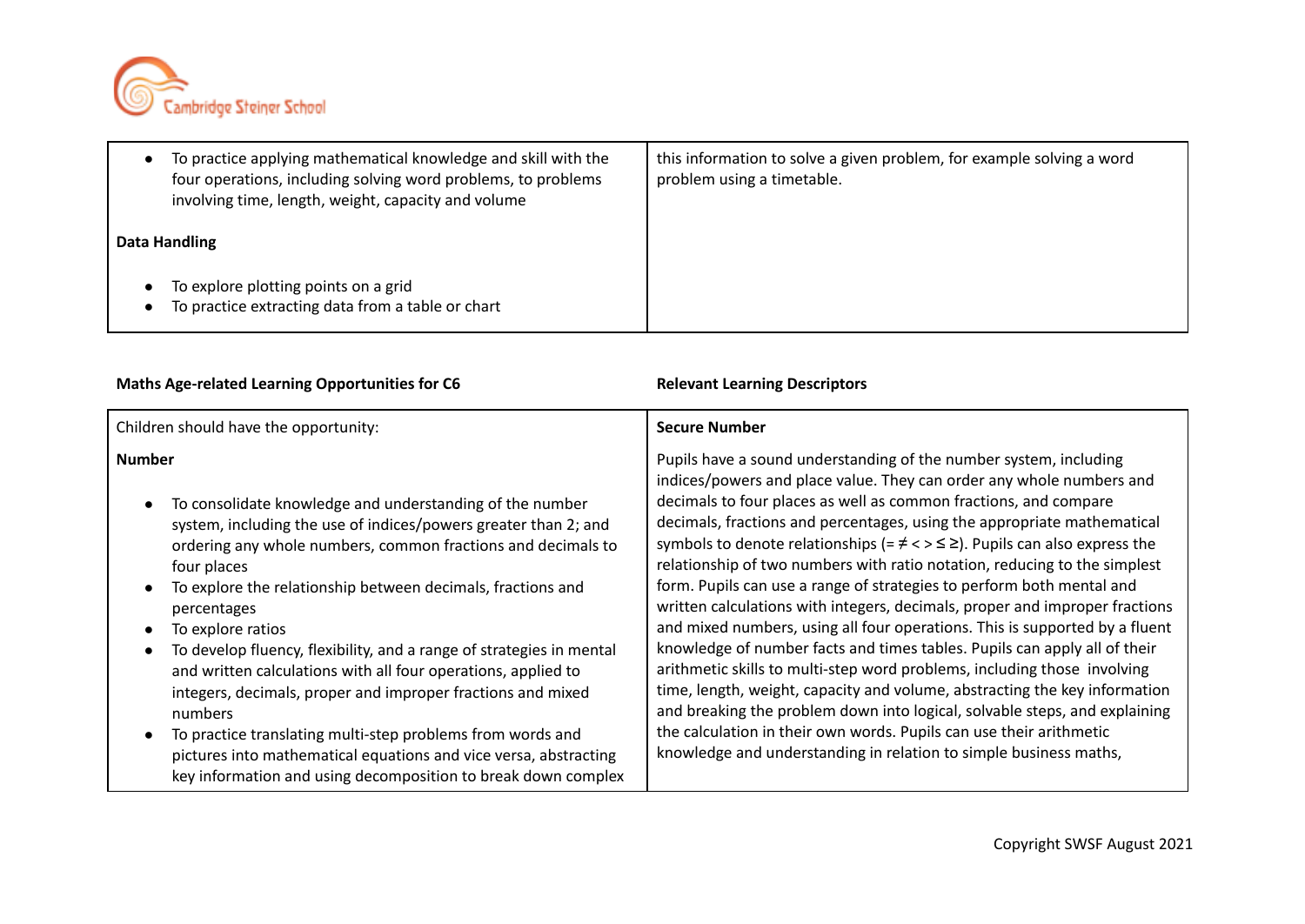| | |
|---|---|
| • To practice applying mathematical knowledge and skill with the four operations, including solving word problems, to problems involving time, length, weight, capacity and volume<br><br>**Data Handling**<br><br>• To explore plotting points on a grid<br>• To practice extracting data from a table or chart | this information to solve a given problem, for example solving a word problem using a timetable. |

| **Maths Age-related Learning Opportunities for C6** | **Relevant Learning Descriptors** |
|---|---|
| Children should have the opportunity:<br><br>**Number**<br><br>• To consolidate knowledge and understanding of the number system, including the use of indices/powers greater than 2; and ordering any whole numbers, common fractions and decimals to four places<br>• To explore the relationship between decimals, fractions and percentages<br>• To explore ratios<br>• To develop fluency, flexibility, and a range of strategies in mental and written calculations with all four operations, applied to integers, decimals, proper and improper fractions and mixed numbers<br>• To practice translating multi-step problems from words and pictures into mathematical equations and vice versa, abstracting key information and using decomposition to break down complex | **Secure Number**<br><br>Pupils have a sound understanding of the number system, including indices/powers and place value. They can order any whole numbers and decimals to four places as well as common fractions, and compare decimals, fractions and percentages, using the appropriate mathematical symbols to denote relationships (= ≠ < > ≤ ≥). Pupils can also express the relationship of two numbers with ratio notation, reducing to the simplest form. Pupils can use a range of strategies to perform both mental and written calculations with integers, decimals, proper and improper fractions and mixed numbers, using all four operations. This is supported by a fluent knowledge of number facts and times tables. Pupils can apply all of their arithmetic skills to multi-step word problems, including those involving time, length, weight, capacity and volume, abstracting the key information and breaking the problem down into logical, solvable steps, and explaining the calculation in their own words. Pupils can use their arithmetic knowledge and understanding in relation to simple business maths, |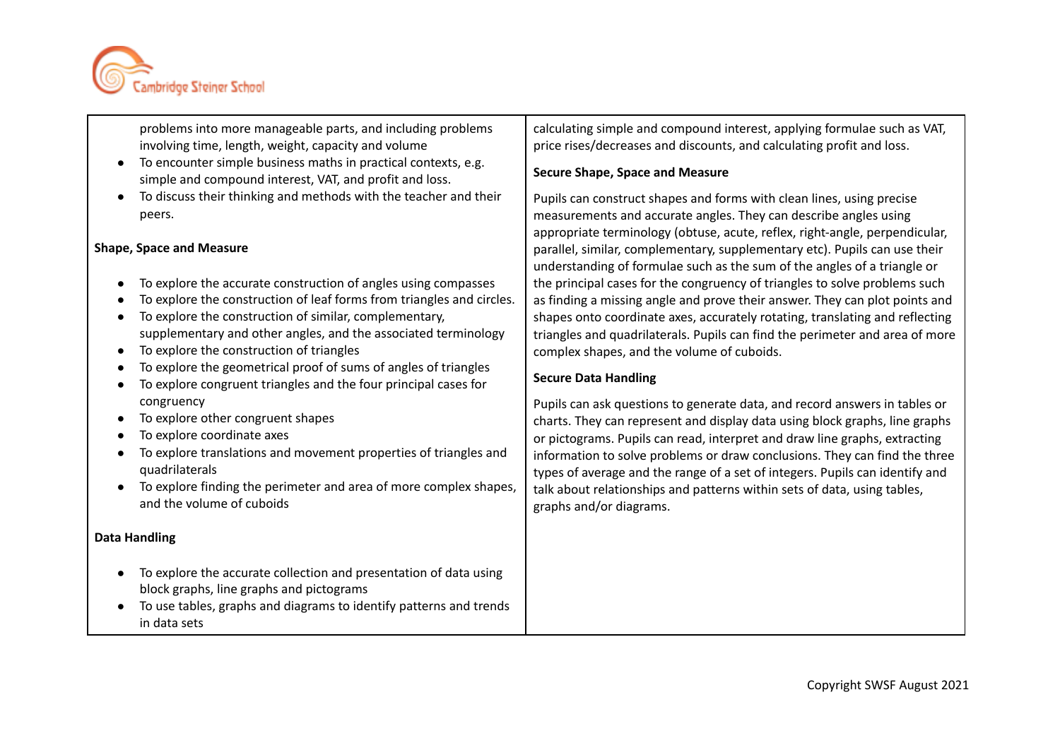| | |
|---|---|
| problems into more manageable parts, and including problems involving time, length, weight, capacity and volume<br>• To encounter simple business maths in practical contexts, e.g. simple and compound interest, VAT, and profit and loss.<br>• To discuss their thinking and methods with the teacher and their peers.<br><br>**Shape, Space and Measure**<br><br>• To explore the accurate construction of angles using compasses<br>• To explore the construction of leaf forms from triangles and circles.<br>• To explore the construction of similar, complementary, supplementary and other angles, and the associated terminology<br>• To explore the construction of triangles<br>• To explore the geometrical proof of sums of angles of triangles<br>• To explore congruent triangles and the four principal cases for congruency<br>• To explore other congruent shapes<br>• To explore coordinate axes<br>• To explore translations and movement properties of triangles and quadrilaterals<br>• To explore finding the perimeter and area of more complex shapes, and the volume of cuboids<br><br>**Data Handling**<br><br>• To explore the accurate collection and presentation of data using block graphs, line graphs and pictograms<br>• To use tables, graphs and diagrams to identify patterns and trends in data sets | calculating simple and compound interest, applying formulae such as VAT, price rises/decreases and discounts, and calculating profit and loss.<br><br>**Secure Shape, Space and Measure**<br><br>Pupils can construct shapes and forms with clean lines, using precise measurements and accurate angles. They can describe angles using appropriate terminology (obtuse, acute, reflex, right-angle, perpendicular, parallel, similar, complementary, supplementary etc). Pupils can use their understanding of formulae such as the sum of the angles of a triangle or the principal cases for the congruency of triangles to solve problems such as finding a missing angle and prove their answer. They can plot points and shapes onto coordinate axes, accurately rotating, translating and reflecting triangles and quadrilaterals. Pupils can find the perimeter and area of more complex shapes, and the volume of cuboids.<br><br>**Secure Data Handling**<br><br>Pupils can ask questions to generate data, and record answers in tables or charts. They can represent and display data using block graphs, line graphs or pictograms. Pupils can read, interpret and draw line graphs, extracting information to solve problems or draw conclusions. They can find the three types of average and the range of a set of integers. Pupils can identify and talk about relationships and patterns within sets of data, using tables, graphs and/or diagrams. |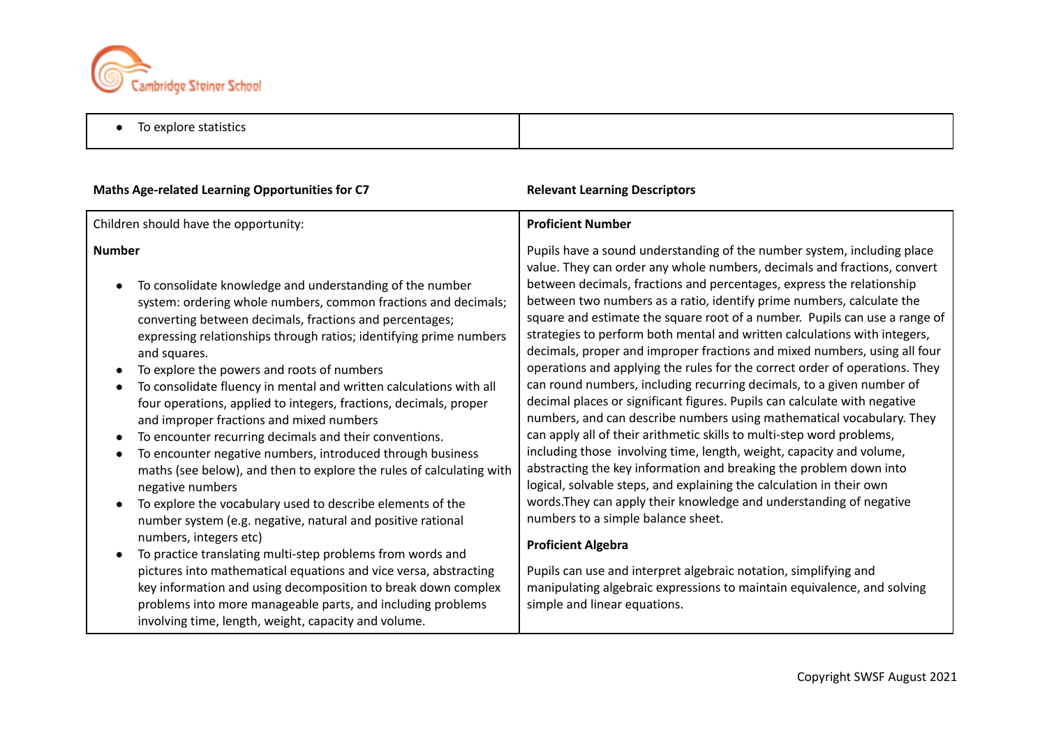| • To explore statistics | |
|---|---|

**Maths Age-related Learning Opportunities for C7** | **Relevant Learning Descriptors**

| Children should have the opportunity: | **Proficient Number** |
|---|---|
| **Number**<br><br>• To consolidate knowledge and understanding of the number system: ordering whole numbers, common fractions and decimals; converting between decimals, fractions and percentages; expressing relationships through ratios; identifying prime numbers and squares.<br>• To explore the powers and roots of numbers<br>• To consolidate fluency in mental and written calculations with all four operations, applied to integers, fractions, decimals, proper and improper fractions and mixed numbers<br>• To encounter recurring decimals and their conventions.<br>• To encounter negative numbers, introduced through business maths (see below), and then to explore the rules of calculating with negative numbers<br>• To explore the vocabulary used to describe elements of the number system (e.g. negative, natural and positive rational numbers, integers etc)<br>• To practice translating multi-step problems from words and pictures into mathematical equations and vice versa, abstracting key information and using decomposition to break down complex problems into more manageable parts, and including problems involving time, length, weight, capacity and volume. | Pupils have a sound understanding of the number system, including place value. They can order any whole numbers, decimals and fractions, convert between decimals, fractions and percentages, express the relationship between two numbers as a ratio, identify prime numbers, calculate the square and estimate the square root of a number. Pupils can use a range of strategies to perform both mental and written calculations with integers, decimals, proper and improper fractions and mixed numbers, using all four operations and applying the rules for the correct order of operations. They can round numbers, including recurring decimals, to a given number of decimal places or significant figures. Pupils can calculate with negative numbers, and can describe numbers using mathematical vocabulary. They can apply all of their arithmetic skills to multi-step word problems, including those involving time, length, weight, capacity and volume, abstracting the key information and breaking the problem down into logical, solvable steps, and explaining the calculation in their own words.They can apply their knowledge and understanding of negative numbers to a simple balance sheet.<br><br>**Proficient Algebra**<br><br>Pupils can use and interpret algebraic notation, simplifying and manipulating algebraic expressions to maintain equivalence, and solving simple and linear equations. |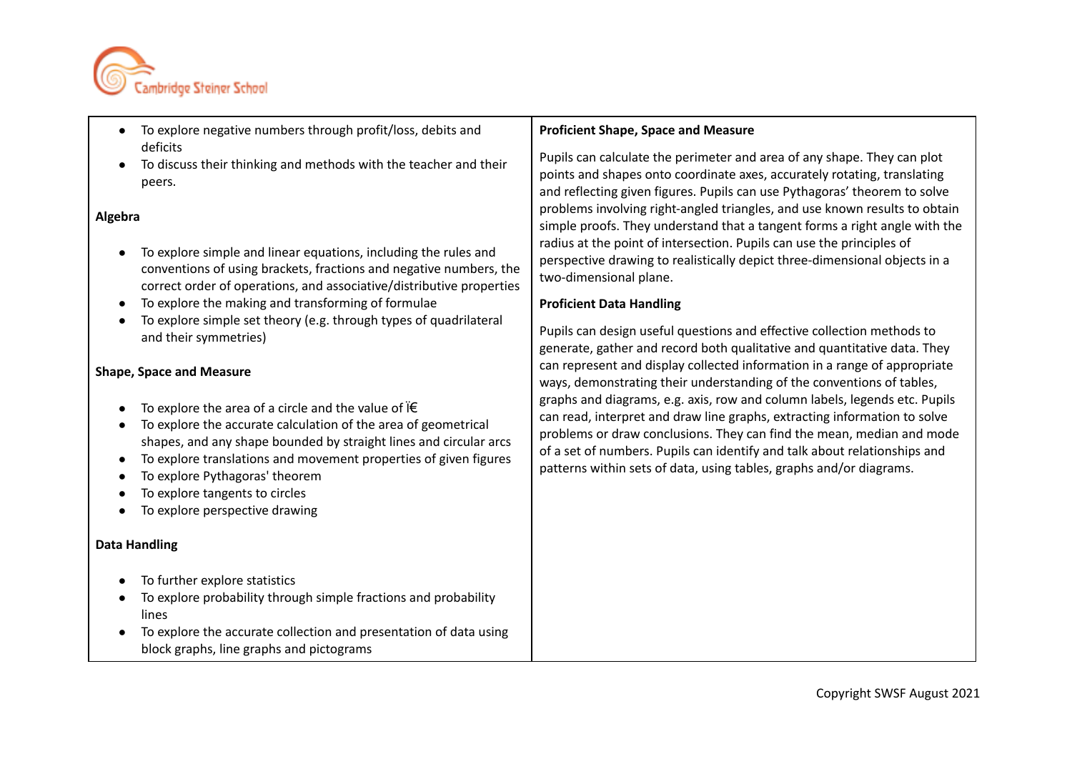| | |
|---|---|
| <ul><li>To explore negative numbers through profit/loss, debits and deficits</li><li>To discuss their thinking and methods with the teacher and their peers.</li></ul> **Algebra** <ul><li>To explore simple and linear equations, including the rules and conventions of using brackets, fractions and negative numbers, the correct order of operations, and associative/distributive properties</li><li>To explore the making and transforming of formulae</li><li>To explore simple set theory (e.g. through types of quadrilateral and their symmetries)</li></ul> **Shape, Space and Measure** <ul><li>To explore the area of a circle and the value of ï€</li><li>To explore the accurate calculation of the area of geometrical shapes, and any shape bounded by straight lines and circular arcs</li><li>To explore translations and movement properties of given figures</li><li>To explore Pythagoras' theorem</li><li>To explore tangents to circles</li><li>To explore perspective drawing</li></ul> **Data Handling** <ul><li>To further explore statistics</li><li>To explore probability through simple fractions and probability lines</li><li>To explore the accurate collection and presentation of data using block graphs, line graphs and pictograms</li></ul> | **Proficient Shape, Space and Measure** <br><br> Pupils can calculate the perimeter and area of any shape. They can plot points and shapes onto coordinate axes, accurately rotating, translating and reflecting given figures. Pupils can use Pythagoras' theorem to solve problems involving right-angled triangles, and use known results to obtain simple proofs. They understand that a tangent forms a right angle with the radius at the point of intersection. Pupils can use the principles of perspective drawing to realistically depict three-dimensional objects in a two-dimensional plane. <br><br> **Proficient Data Handling** <br><br> Pupils can design useful questions and effective collection methods to generate, gather and record both qualitative and quantitative data. They can represent and display collected information in a range of appropriate ways, demonstrating their understanding of the conventions of tables, graphs and diagrams, e.g. axis, row and column labels, legends etc. Pupils can read, interpret and draw line graphs, extracting information to solve problems or draw conclusions. They can find the mean, median and mode of a set of numbers. Pupils can identify and talk about relationships and patterns within sets of data, using tables, graphs and/or diagrams. |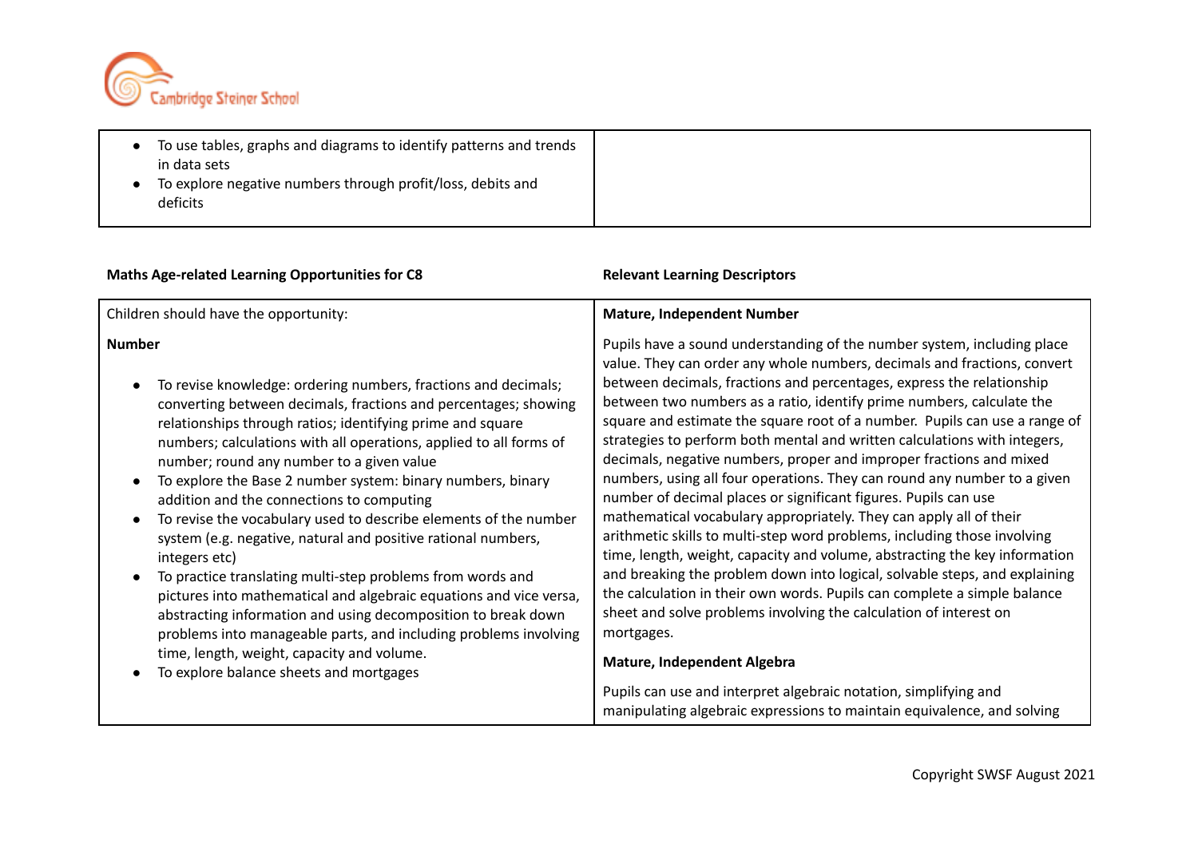| | |
|---|---|
| <ul><li>To use tables, graphs and diagrams to identify patterns and trends in data sets</li><li>To explore negative numbers through profit/loss, debits and deficits</li></ul> | |

| **Maths Age-related Learning Opportunities for C8** | **Relevant Learning Descriptors** |
|---|---|
| Children should have the opportunity:<br><br>**Number**<br><ul><li>To revise knowledge: ordering numbers, fractions and decimals; converting between decimals, fractions and percentages; showing relationships through ratios; identifying prime and square numbers; calculations with all operations, applied to all forms of number; round any number to a given value</li><li>To explore the Base 2 number system: binary numbers, binary addition and the connections to computing</li><li>To revise the vocabulary used to describe elements of the number system (e.g. negative, natural and positive rational numbers, integers etc)</li><li>To practice translating multi-step problems from words and pictures into mathematical and algebraic equations and vice versa, abstracting information and using decomposition to break down problems into manageable parts, and including problems involving time, length, weight, capacity and volume.</li><li>To explore balance sheets and mortgages</li></ul> | **Mature, Independent Number**<br><br>Pupils have a sound understanding of the number system, including place value. They can order any whole numbers, decimals and fractions, convert between decimals, fractions and percentages, express the relationship between two numbers as a ratio, identify prime numbers, calculate the square and estimate the square root of a number. Pupils can use a range of strategies to perform both mental and written calculations with integers, decimals, negative numbers, proper and improper fractions and mixed numbers, using all four operations. They can round any number to a given number of decimal places or significant figures. Pupils can use mathematical vocabulary appropriately. They can apply all of their arithmetic skills to multi-step word problems, including those involving time, length, weight, capacity and volume, abstracting the key information and breaking the problem down into logical, solvable steps, and explaining the calculation in their own words. Pupils can complete a simple balance sheet and solve problems involving the calculation of interest on mortgages.<br><br>**Mature, Independent Algebra**<br><br>Pupils can use and interpret algebraic notation, simplifying and manipulating algebraic expressions to maintain equivalence, and solving |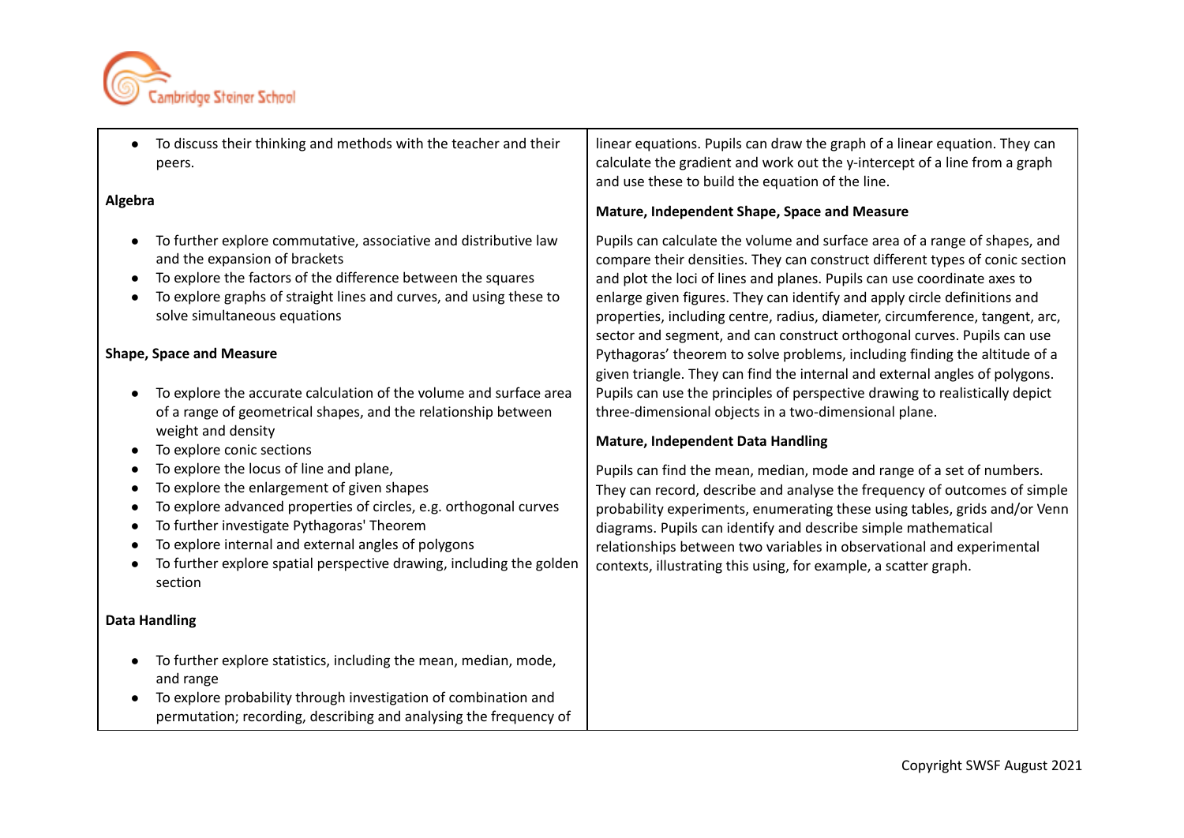| | |
|---|---|
| • To discuss their thinking and methods with the teacher and their peers.<br><br>**Algebra**<br><br>• To further explore commutative, associative and distributive law and the expansion of brackets<br>• To explore the factors of the difference between the squares<br>• To explore graphs of straight lines and curves, and using these to solve simultaneous equations<br><br>**Shape, Space and Measure**<br><br>• To explore the accurate calculation of the volume and surface area of a range of geometrical shapes, and the relationship between weight and density<br>• To explore conic sections<br>• To explore the locus of line and plane,<br>• To explore the enlargement of given shapes<br>• To explore advanced properties of circles, e.g. orthogonal curves<br>• To further investigate Pythagoras' Theorem<br>• To explore internal and external angles of polygons<br>• To further explore spatial perspective drawing, including the golden section<br><br>**Data Handling**<br><br>• To further explore statistics, including the mean, median, mode, and range<br>• To explore probability through investigation of combination and permutation; recording, describing and analysing the frequency of | linear equations. Pupils can draw the graph of a linear equation. They can calculate the gradient and work out the y-intercept of a line from a graph and use these to build the equation of the line.<br><br>**Mature, Independent Shape, Space and Measure**<br><br>Pupils can calculate the volume and surface area of a range of shapes, and compare their densities. They can construct different types of conic section and plot the loci of lines and planes. Pupils can use coordinate axes to enlarge given figures. They can identify and apply circle definitions and properties, including centre, radius, diameter, circumference, tangent, arc, sector and segment, and can construct orthogonal curves. Pupils can use Pythagoras' theorem to solve problems, including finding the altitude of a given triangle. They can find the internal and external angles of polygons. Pupils can use the principles of perspective drawing to realistically depict three-dimensional objects in a two-dimensional plane.<br><br>**Mature, Independent Data Handling**<br><br>Pupils can find the mean, median, mode and range of a set of numbers. They can record, describe and analyse the frequency of outcomes of simple probability experiments, enumerating these using tables, grids and/or Venn diagrams. Pupils can identify and describe simple mathematical relationships between two variables in observational and experimental contexts, illustrating this using, for example, a scatter graph. |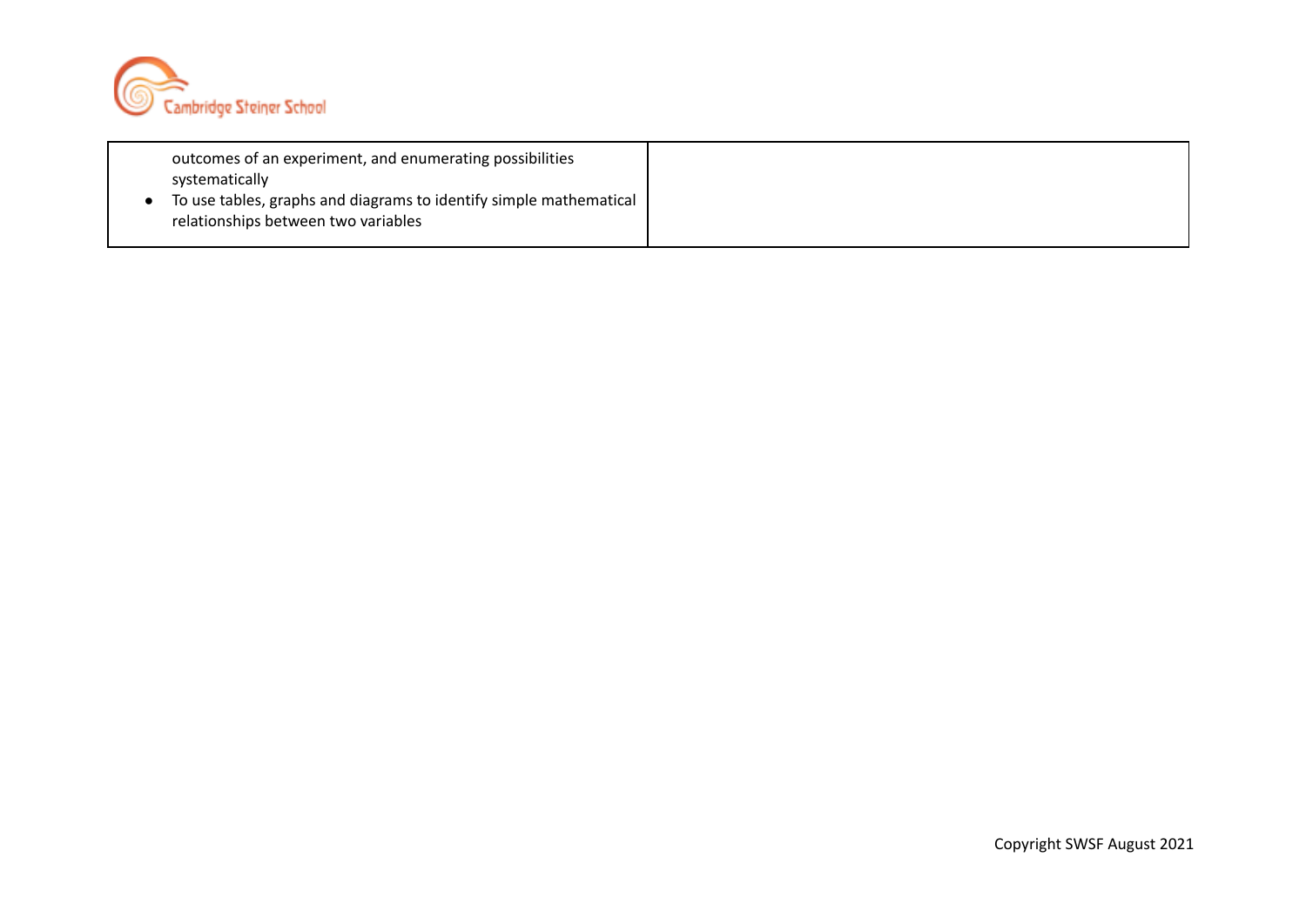| | |
|---|---|
| outcomes of an experiment, and enumerating possibilities systematically<br>• To use tables, graphs and diagrams to identify simple mathematical relationships between two variables | |

Copyright SWSF August 2021